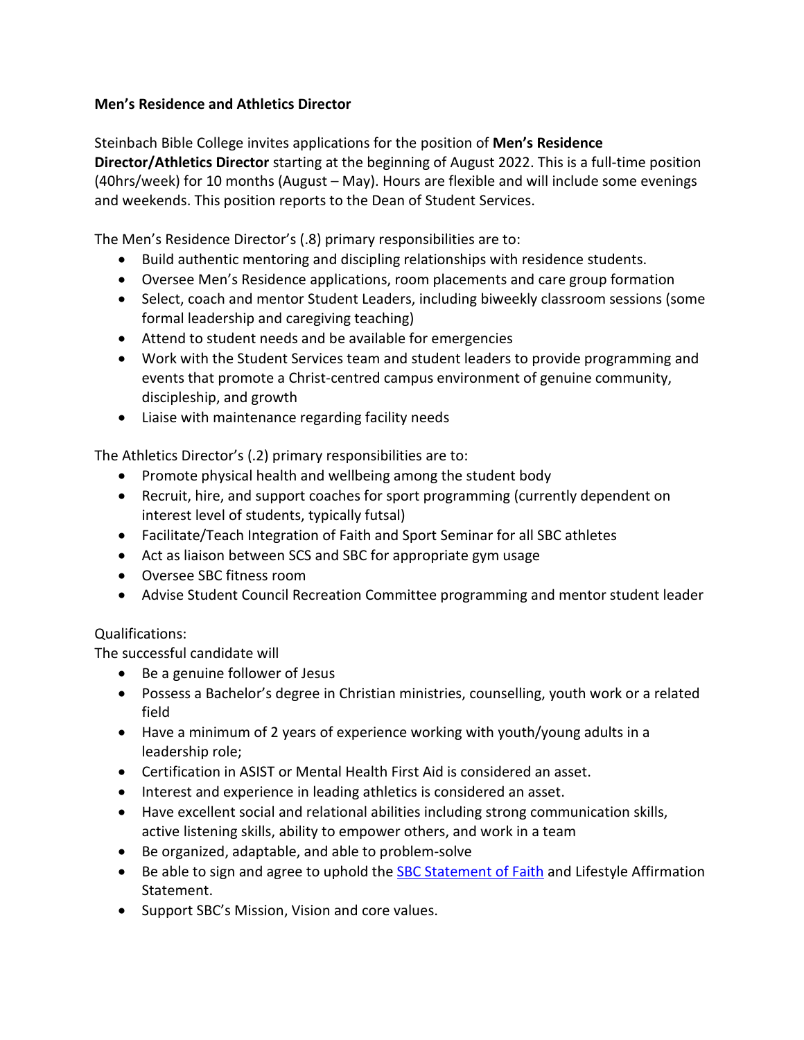**Men's Residence and Athletics Director**

Steinbach Bible College invites applications for the position of **Men's Residence Director/Athletics Director** starting at the beginning of August 2022. This is a full-time position (40hrs/week) for 10 months (August – May). Hours are flexible and will include some evenings and weekends. This position reports to the Dean of Student Services.

The Men's Residence Director's (.8) primary responsibilities are to:

- Build authentic mentoring and discipling relationships with residence students.
- Oversee Men's Residence applications, room placements and care group formation
- Select, coach and mentor Student Leaders, including biweekly classroom sessions (some formal leadership and caregiving teaching)
- Attend to student needs and be available for emergencies
- Work with the Student Services team and student leaders to provide programming and events that promote a Christ-centred campus environment of genuine community, discipleship, and growth
- Liaise with maintenance regarding facility needs

The Athletics Director's (.2) primary responsibilities are to:

- Promote physical health and wellbeing among the student body
- Recruit, hire, and support coaches for sport programming (currently dependent on interest level of students, typically futsal)
- Facilitate/Teach Integration of Faith and Sport Seminar for all SBC athletes
- Act as liaison between SCS and SBC for appropriate gym usage
- Oversee SBC fitness room
- Advise Student Council Recreation Committee programming and mentor student leader

Qualifications:
The successful candidate will

- Be a genuine follower of Jesus
- Possess a Bachelor's degree in Christian ministries, counselling, youth work or a related field
- Have a minimum of 2 years of experience working with youth/young adults in a leadership role;
- Certification in ASIST or Mental Health First Aid is considered an asset.
- Interest and experience in leading athletics is considered an asset.
- Have excellent social and relational abilities including strong communication skills, active listening skills, ability to empower others, and work in a team
- Be organized, adaptable, and able to problem-solve
- Be able to sign and agree to uphold the SBC Statement of Faith and Lifestyle Affirmation Statement.
- Support SBC's Mission, Vision and core values.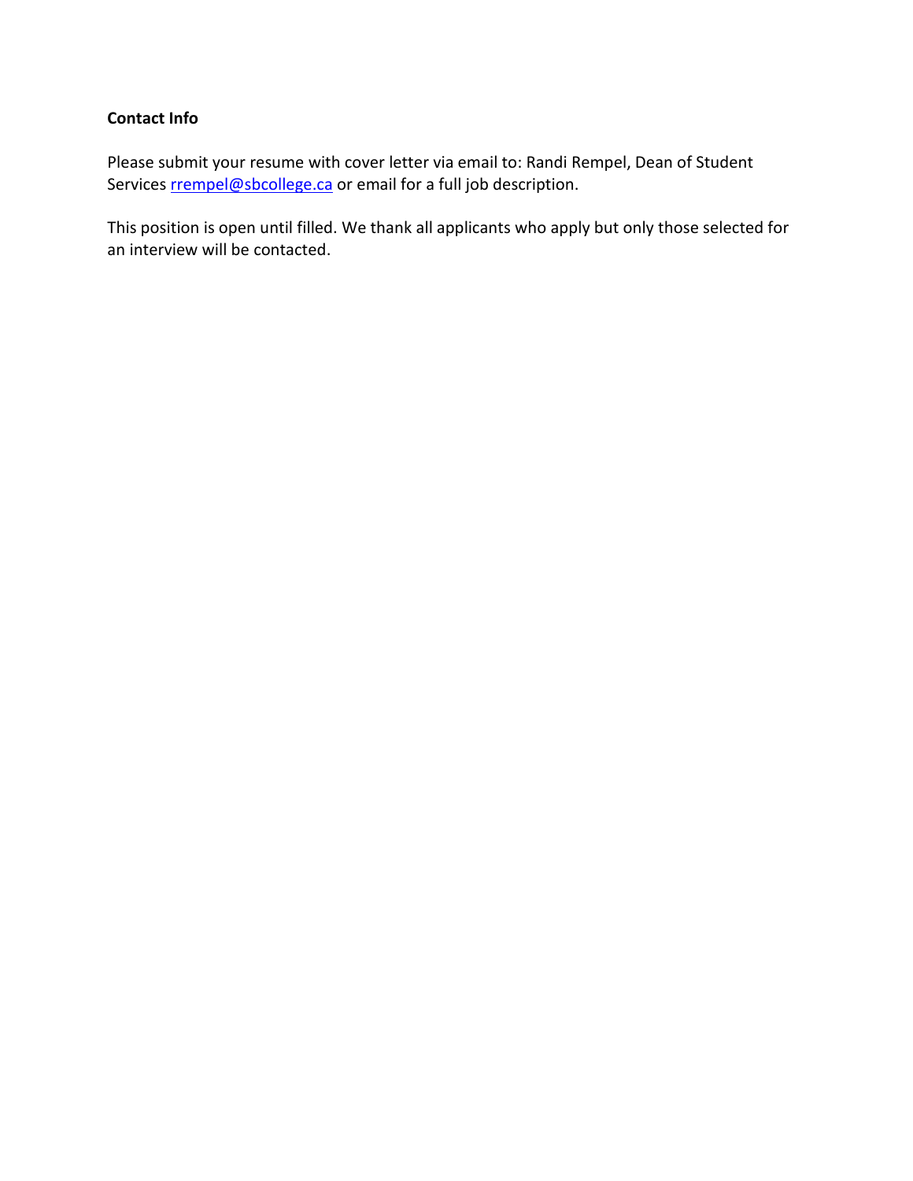**Contact Info**

Please submit your resume with cover letter via email to: Randi Rempel, Dean of Student Services rrempel@sbcollege.ca or email for a full job description.

This position is open until filled. We thank all applicants who apply but only those selected for an interview will be contacted.